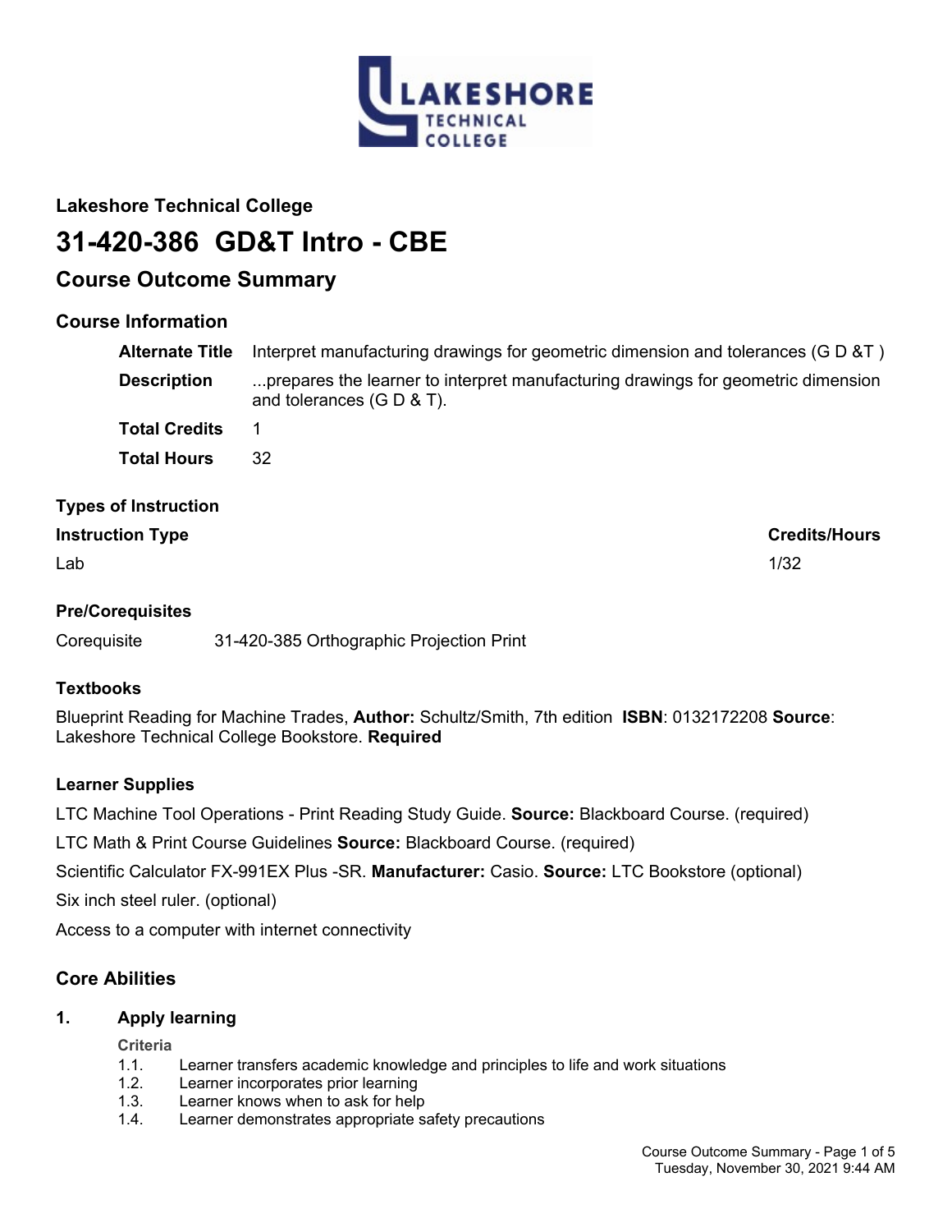## Lakeshore Technical College

# 31-420-386 GD&T Intro - CBE

## Course Outcome Summary

### Course Information

| | |
|---|---|
| **Alternate Title** | Interpret manufacturing drawings for geometric dimension and tolerances (G D &T ) |
| **Description** | ...prepares the learner to interpret manufacturing drawings for geometric dimension and tolerances (G D & T). |
| **Total Credits** | 1 |
| **Total Hours** | 32 |

### Types of Instruction

| Instruction Type | Credits/Hours |
|---|---|
| Lab | 1/32 |

### Pre/Corequisites

Corequisite 31-420-385 Orthographic Projection Print

### Textbooks

Blueprint Reading for Machine Trades, **Author:** Schultz/Smith, 7th edition **ISBN**: 0132172208 **Source**: Lakeshore Technical College Bookstore. **Required**

### Learner Supplies

LTC Machine Tool Operations - Print Reading Study Guide. **Source:** Blackboard Course. (required)

LTC Math & Print Course Guidelines **Source:** Blackboard Course. (required)

Scientific Calculator FX-991EX Plus -SR. **Manufacturer:** Casio. **Source:** LTC Bookstore (optional)

Six inch steel ruler. (optional)

Access to a computer with internet connectivity

## Core Abilities

### 1. Apply learning

**Criteria**

1.1. Learner transfers academic knowledge and principles to life and work situations
1.2. Learner incorporates prior learning
1.3. Learner knows when to ask for help
1.4. Learner demonstrates appropriate safety precautions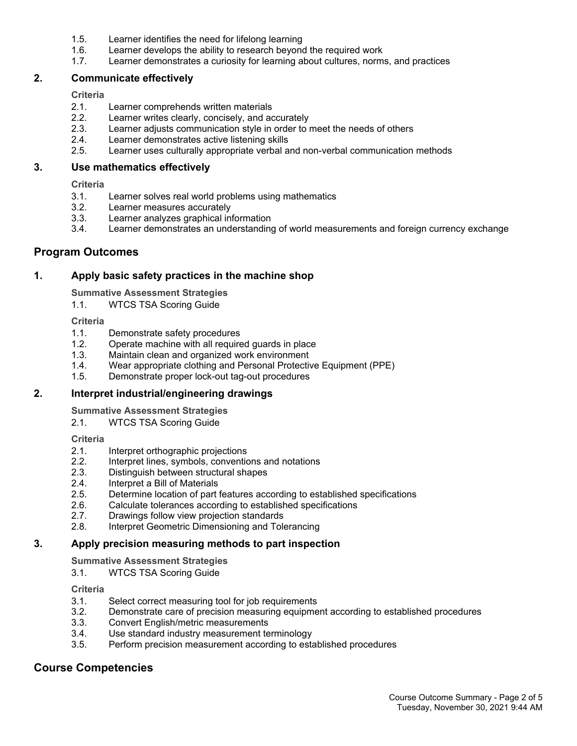1.5. Learner identifies the need for lifelong learning
1.6. Learner develops the ability to research beyond the required work
1.7. Learner demonstrates a curiosity for learning about cultures, norms, and practices

### 2. Communicate effectively

**Criteria**

2.1. Learner comprehends written materials
2.2. Learner writes clearly, concisely, and accurately
2.3. Learner adjusts communication style in order to meet the needs of others
2.4. Learner demonstrates active listening skills
2.5. Learner uses culturally appropriate verbal and non-verbal communication methods

### 3. Use mathematics effectively

**Criteria**

3.1. Learner solves real world problems using mathematics
3.2. Learner measures accurately
3.3. Learner analyzes graphical information
3.4. Learner demonstrates an understanding of world measurements and foreign currency exchange

## Program Outcomes

### 1. Apply basic safety practices in the machine shop

**Summative Assessment Strategies**

1.1. WTCS TSA Scoring Guide

**Criteria**

1.1. Demonstrate safety procedures
1.2. Operate machine with all required guards in place
1.3. Maintain clean and organized work environment
1.4. Wear appropriate clothing and Personal Protective Equipment (PPE)
1.5. Demonstrate proper lock-out tag-out procedures

### 2. Interpret industrial/engineering drawings

**Summative Assessment Strategies**

2.1. WTCS TSA Scoring Guide

**Criteria**

2.1. Interpret orthographic projections
2.2. Interpret lines, symbols, conventions and notations
2.3. Distinguish between structural shapes
2.4. Interpret a Bill of Materials
2.5. Determine location of part features according to established specifications
2.6. Calculate tolerances according to established specifications
2.7. Drawings follow view projection standards
2.8. Interpret Geometric Dimensioning and Tolerancing

### 3. Apply precision measuring methods to part inspection

**Summative Assessment Strategies**

3.1. WTCS TSA Scoring Guide

**Criteria**

3.1. Select correct measuring tool for job requirements
3.2. Demonstrate care of precision measuring equipment according to established procedures
3.3. Convert English/metric measurements
3.4. Use standard industry measurement terminology
3.5. Perform precision measurement according to established procedures

## Course Competencies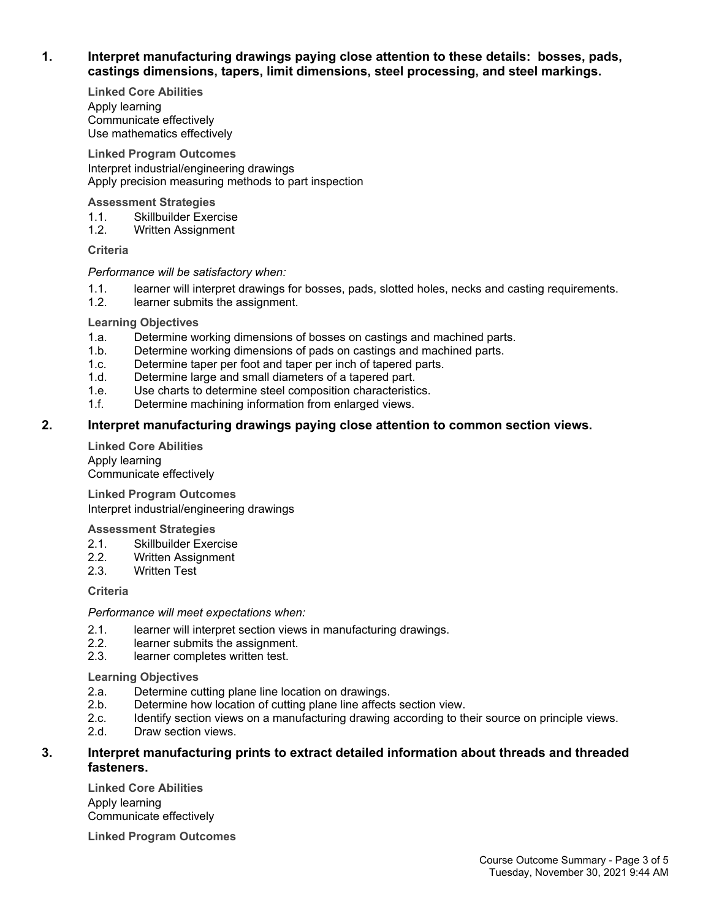## 1. Interpret manufacturing drawings paying close attention to these details: bosses, pads, castings dimensions, tapers, limit dimensions, steel processing, and steel markings.

**Linked Core Abilities**

Apply learning
Communicate effectively
Use mathematics effectively

**Linked Program Outcomes**

Interpret industrial/engineering drawings
Apply precision measuring methods to part inspection

**Assessment Strategies**

1.1. Skillbuilder Exercise
1.2. Written Assignment

**Criteria**

*Performance will be satisfactory when:*

1.1. learner will interpret drawings for bosses, pads, slotted holes, necks and casting requirements.
1.2. learner submits the assignment.

**Learning Objectives**

1.a. Determine working dimensions of bosses on castings and machined parts.
1.b. Determine working dimensions of pads on castings and machined parts.
1.c. Determine taper per foot and taper per inch of tapered parts.
1.d. Determine large and small diameters of a tapered part.
1.e. Use charts to determine steel composition characteristics.
1.f. Determine machining information from enlarged views.

## 2. Interpret manufacturing drawings paying close attention to common section views.

**Linked Core Abilities**

Apply learning
Communicate effectively

**Linked Program Outcomes**

Interpret industrial/engineering drawings

**Assessment Strategies**

2.1. Skillbuilder Exercise
2.2. Written Assignment
2.3. Written Test

**Criteria**

*Performance will meet expectations when:*

2.1. learner will interpret section views in manufacturing drawings.
2.2. learner submits the assignment.
2.3. learner completes written test.

**Learning Objectives**

2.a. Determine cutting plane line location on drawings.
2.b. Determine how location of cutting plane line affects section view.
2.c. Identify section views on a manufacturing drawing according to their source on principle views.
2.d. Draw section views.

## 3. Interpret manufacturing prints to extract detailed information about threads and threaded fasteners.

**Linked Core Abilities**

Apply learning
Communicate effectively

**Linked Program Outcomes**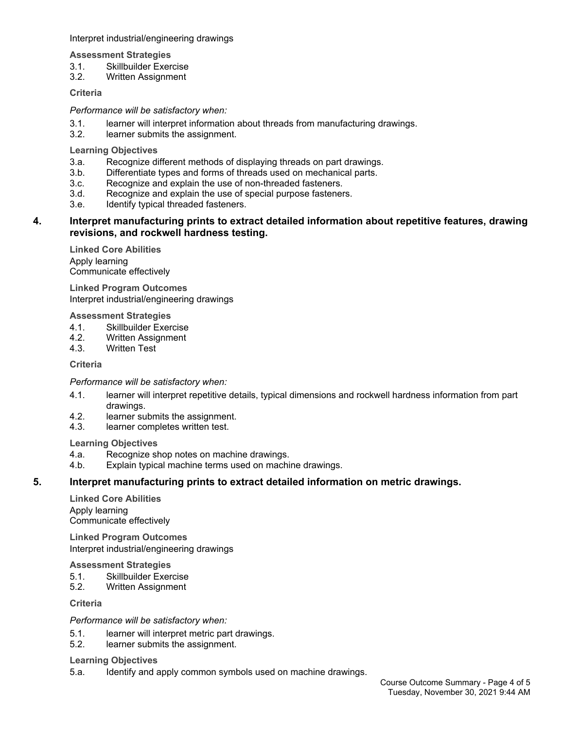Interpret industrial/engineering drawings

**Assessment Strategies**

3.1. Skillbuilder Exercise
3.2. Written Assignment

**Criteria**

*Performance will be satisfactory when:*

3.1. learner will interpret information about threads from manufacturing drawings.
3.2. learner submits the assignment.

**Learning Objectives**

3.a. Recognize different methods of displaying threads on part drawings.
3.b. Differentiate types and forms of threads used on mechanical parts.
3.c. Recognize and explain the use of non-threaded fasteners.
3.d. Recognize and explain the use of special purpose fasteners.
3.e. Identify typical threaded fasteners.

## 4. Interpret manufacturing prints to extract detailed information about repetitive features, drawing revisions, and rockwell hardness testing.

**Linked Core Abilities**

Apply learning
Communicate effectively

**Linked Program Outcomes**

Interpret industrial/engineering drawings

**Assessment Strategies**

4.1. Skillbuilder Exercise
4.2. Written Assignment
4.3. Written Test

**Criteria**

*Performance will be satisfactory when:*

4.1. learner will interpret repetitive details, typical dimensions and rockwell hardness information from part drawings.
4.2. learner submits the assignment.
4.3. learner completes written test.

**Learning Objectives**

4.a. Recognize shop notes on machine drawings.
4.b. Explain typical machine terms used on machine drawings.

## 5. Interpret manufacturing prints to extract detailed information on metric drawings.

**Linked Core Abilities**

Apply learning
Communicate effectively

**Linked Program Outcomes**

Interpret industrial/engineering drawings

**Assessment Strategies**

5.1. Skillbuilder Exercise
5.2. Written Assignment

**Criteria**

*Performance will be satisfactory when:*

5.1. learner will interpret metric part drawings.
5.2. learner submits the assignment.

**Learning Objectives**

5.a. Identify and apply common symbols used on machine drawings.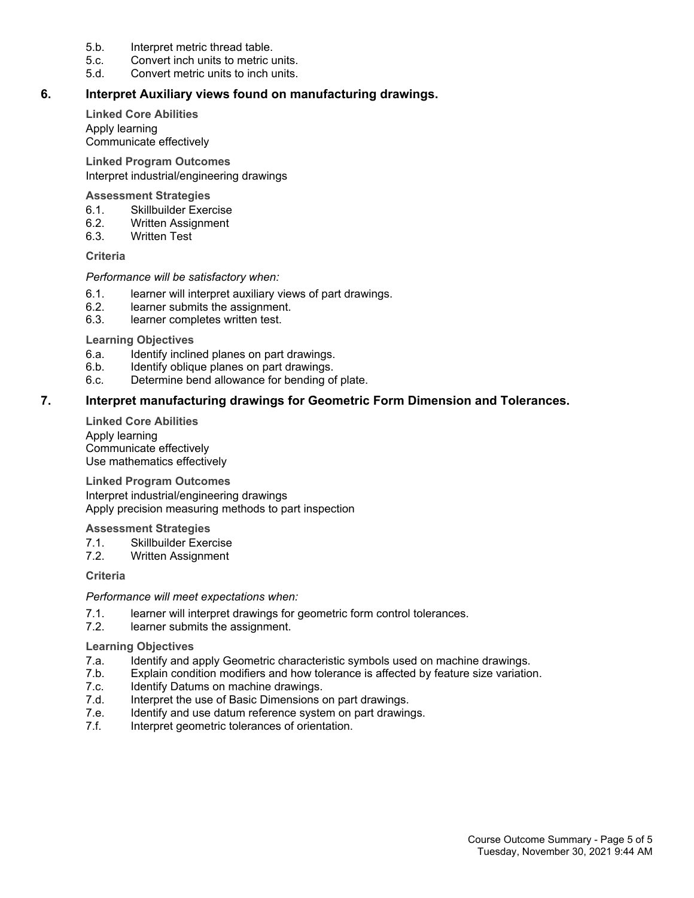5.b. Interpret metric thread table.
5.c. Convert inch units to metric units.
5.d. Convert metric units to inch units.

## 6. Interpret Auxiliary views found on manufacturing drawings.

**Linked Core Abilities**

Apply learning
Communicate effectively

**Linked Program Outcomes**

Interpret industrial/engineering drawings

**Assessment Strategies**

6.1. Skillbuilder Exercise
6.2. Written Assignment
6.3. Written Test

**Criteria**

*Performance will be satisfactory when:*

6.1. learner will interpret auxiliary views of part drawings.
6.2. learner submits the assignment.
6.3. learner completes written test.

**Learning Objectives**

6.a. Identify inclined planes on part drawings.
6.b. Identify oblique planes on part drawings.
6.c. Determine bend allowance for bending of plate.

## 7. Interpret manufacturing drawings for Geometric Form Dimension and Tolerances.

**Linked Core Abilities**

Apply learning
Communicate effectively
Use mathematics effectively

**Linked Program Outcomes**

Interpret industrial/engineering drawings
Apply precision measuring methods to part inspection

**Assessment Strategies**

7.1. Skillbuilder Exercise
7.2. Written Assignment

**Criteria**

*Performance will meet expectations when:*

7.1. learner will interpret drawings for geometric form control tolerances.
7.2. learner submits the assignment.

**Learning Objectives**

7.a. Identify and apply Geometric characteristic symbols used on machine drawings.
7.b. Explain condition modifiers and how tolerance is affected by feature size variation.
7.c. Identify Datums on machine drawings.
7.d. Interpret the use of Basic Dimensions on part drawings.
7.e. Identify and use datum reference system on part drawings.
7.f. Interpret geometric tolerances of orientation.